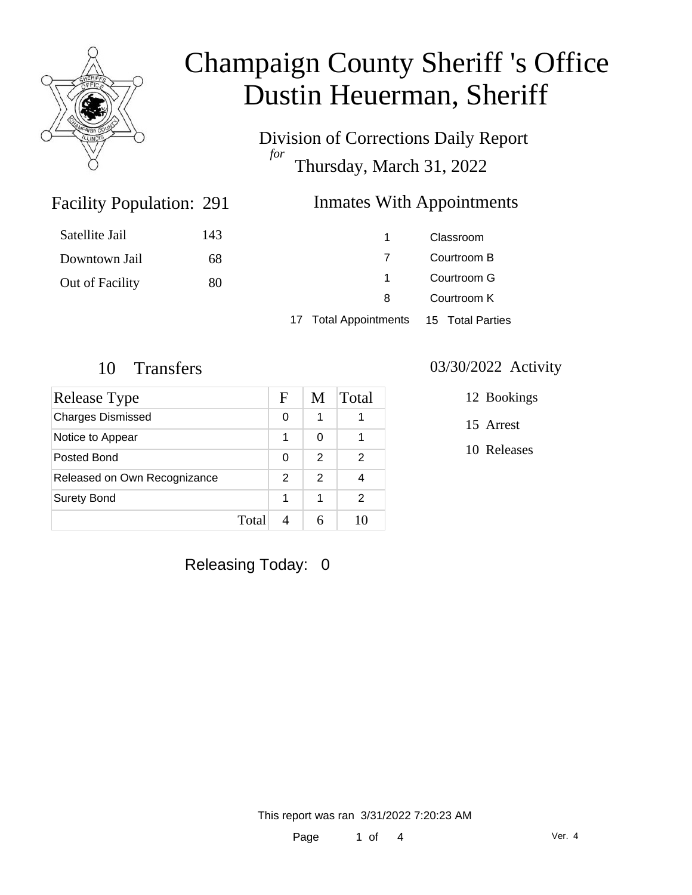# Champaign County Sheriff 's Office
# Dustin Heuerman, Sheriff

## Division of Corrections Daily Report
*for*
## Thursday, March 31, 2022

### Facility Population: 291

| | |
|---|---|
| Satellite Jail | 143 |
| Downtown Jail | 68 |
| Out of Facility | 80 |

### Inmates With Appointments

| | |
|---|---|
| 1 | Classroom |
| 7 | Courtroom B |
| 1 | Courtroom G |
| 8 | Courtroom K |
| 17 Total Appointments | 15 Total Parties |

### 10 Transfers

| Release Type | F | M | Total |
|---|---|---|---|
| Charges Dismissed | 0 | 1 | 1 |
| Notice to Appear | 1 | 0 | 1 |
| Posted Bond | 0 | 2 | 2 |
| Released on Own Recognizance | 2 | 2 | 4 |
| Surety Bond | 1 | 1 | 2 |
| Total | 4 | 6 | 10 |

### 03/30/2022 Activity

12 Bookings

15 Arrest

10 Releases

Releasing Today: 0

This report was ran 3/31/2022 7:20:23 AM

Ver. 4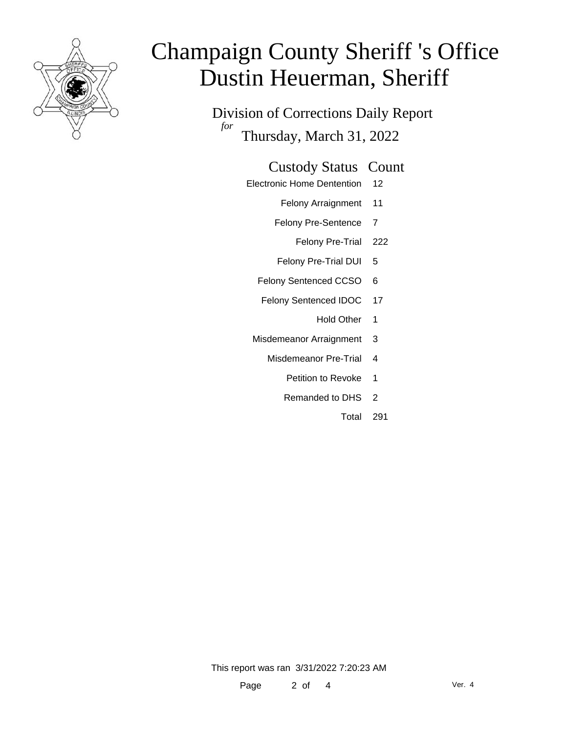# Champaign County Sheriff 's Office
# Dustin Heuerman, Sheriff

Division of Corrections Daily Report
*for*
Thursday, March 31, 2022

| Custody Status | Count |
| --- | --- |
| Electronic Home Dentention | 12 |
| Felony Arraignment | 11 |
| Felony Pre-Sentence | 7 |
| Felony Pre-Trial | 222 |
| Felony Pre-Trial DUI | 5 |
| Felony Sentenced CCSO | 6 |
| Felony Sentenced IDOC | 17 |
| Hold Other | 1 |
| Misdemeanor Arraignment | 3 |
| Misdemeanor Pre-Trial | 4 |
| Petition to Revoke | 1 |
| Remanded to DHS | 2 |
| Total | 291 |

This report was ran 3/31/2022 7:20:23 AM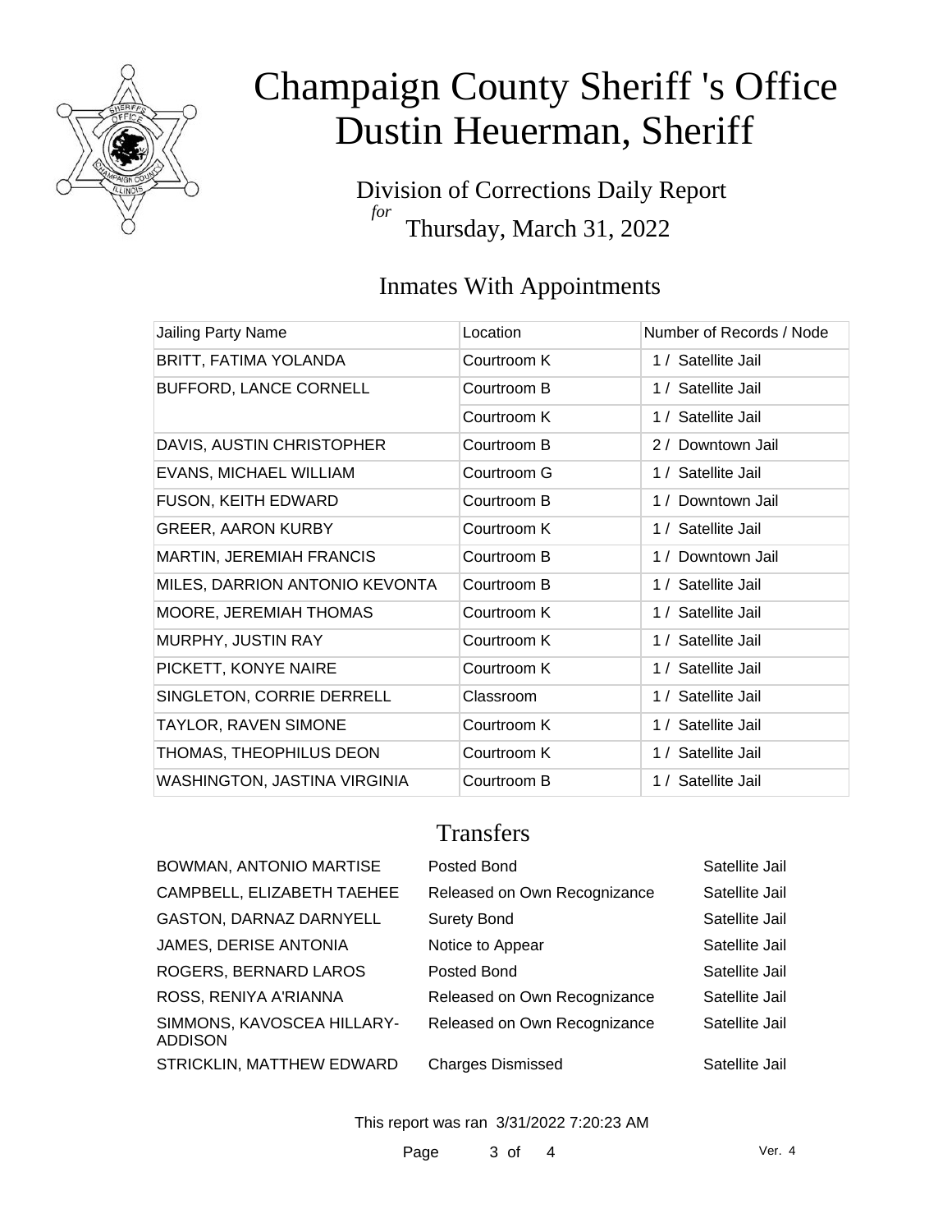# Champaign County Sheriff 's Office
# Dustin Heuerman, Sheriff

Division of Corrections Daily Report
*for*
Thursday, March 31, 2022

## Inmates With Appointments

| Jailing Party Name | Location | Number of Records / Node |
|---|---|---|
| BRITT, FATIMA YOLANDA | Courtroom K | 1 / Satellite Jail |
| BUFFORD, LANCE CORNELL | Courtroom B | 1 / Satellite Jail |
| | Courtroom K | 1 / Satellite Jail |
| DAVIS, AUSTIN CHRISTOPHER | Courtroom B | 2 / Downtown Jail |
| EVANS, MICHAEL WILLIAM | Courtroom G | 1 / Satellite Jail |
| FUSON, KEITH EDWARD | Courtroom B | 1 / Downtown Jail |
| GREER, AARON KURBY | Courtroom K | 1 / Satellite Jail |
| MARTIN, JEREMIAH FRANCIS | Courtroom B | 1 / Downtown Jail |
| MILES, DARRION ANTONIO KEVONTA | Courtroom B | 1 / Satellite Jail |
| MOORE, JEREMIAH THOMAS | Courtroom K | 1 / Satellite Jail |
| MURPHY, JUSTIN RAY | Courtroom K | 1 / Satellite Jail |
| PICKETT, KONYE NAIRE | Courtroom K | 1 / Satellite Jail |
| SINGLETON, CORRIE DERRELL | Classroom | 1 / Satellite Jail |
| TAYLOR, RAVEN SIMONE | Courtroom K | 1 / Satellite Jail |
| THOMAS, THEOPHILUS DEON | Courtroom K | 1 / Satellite Jail |
| WASHINGTON, JASTINA VIRGINIA | Courtroom B | 1 / Satellite Jail |

## Transfers

| | | |
|---|---|---|
| BOWMAN, ANTONIO MARTISE | Posted Bond | Satellite Jail |
| CAMPBELL, ELIZABETH TAEHEE | Released on Own Recognizance | Satellite Jail |
| GASTON, DARNAZ DARNYELL | Surety Bond | Satellite Jail |
| JAMES, DERISE ANTONIA | Notice to Appear | Satellite Jail |
| ROGERS, BERNARD LAROS | Posted Bond | Satellite Jail |
| ROSS, RENIYA A'RIANNA | Released on Own Recognizance | Satellite Jail |
| SIMMONS, KAVOSCEA HILLARY-ADDISON | Released on Own Recognizance | Satellite Jail |
| STRICKLIN, MATTHEW EDWARD | Charges Dismissed | Satellite Jail |

This report was ran 3/31/2022 7:20:23 AM

Ver. 4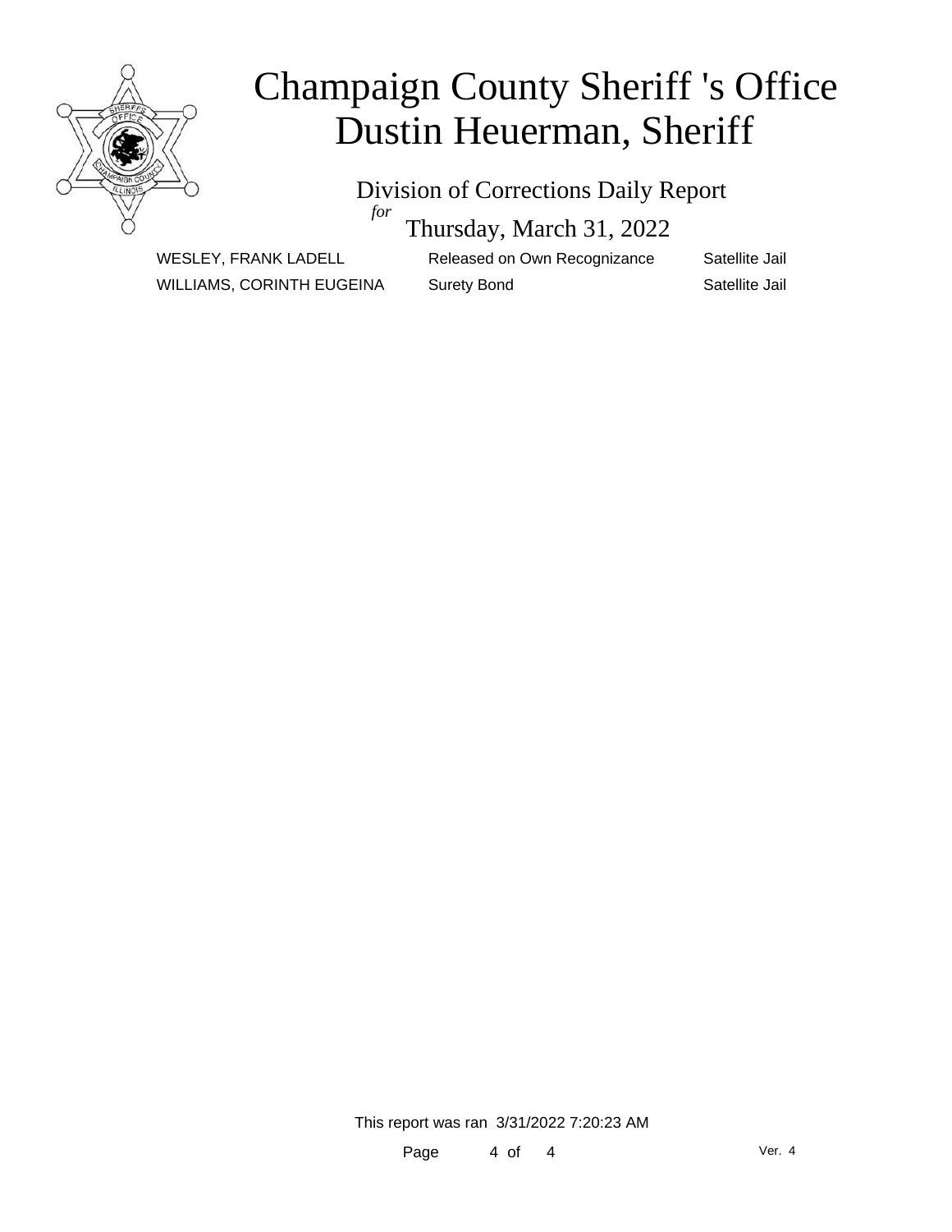# Champaign County Sheriff 's Office
# Dustin Heuerman, Sheriff

## Division of Corrections Daily Report

*for* Thursday, March 31, 2022

| | | |
|---|---|---|
| WESLEY, FRANK LADELL | Released on Own Recognizance | Satellite Jail |
| WILLIAMS, CORINTH EUGEINA | Surety Bond | Satellite Jail |

This report was ran 3/31/2022 7:20:23 AM

Ver. 4